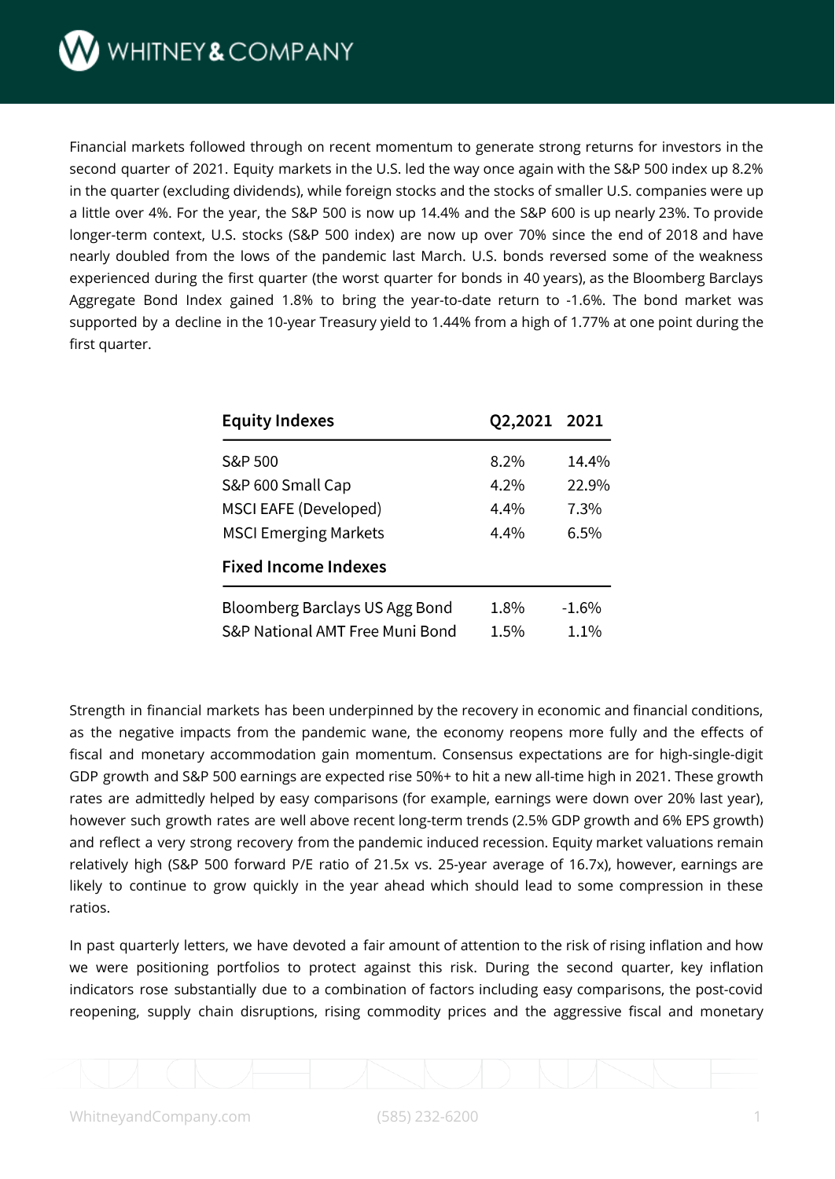Financial markets followed through on recent momentum to generate strong returns for investors in the second quarter of 2021. Equity markets in the U.S. led the way once again with the S&P 500 index up 8.2% in the quarter (excluding dividends), while foreign stocks and the stocks of smaller U.S. companies were up a little over 4%. For the year, the S&P 500 is now up 14.4% and the S&P 600 is up nearly 23%. To provide longer-term context, U.S. stocks (S&P 500 index) are now up over 70% since the end of 2018 and have nearly doubled from the lows of the pandemic last March. U.S. bonds reversed some of the weakness experienced during the first quarter (the worst quarter for bonds in 40 years), as the Bloomberg Barclays Aggregate Bond Index gained 1.8% to bring the year-to-date return to -1.6%. The bond market was supported by a decline in the 10-year Treasury yield to 1.44% from a high of 1.77% at one point during the first quarter.

| Equity Indexes | Q2,2021 | 2021 |
|---|---|---|
| S&P 500 | 8.2% | 14.4% |
| S&P 600 Small Cap | 4.2% | 22.9% |
| MSCI EAFE (Developed) | 4.4% | 7.3% |
| MSCI Emerging Markets | 4.4% | 6.5% |
| **Fixed Income Indexes** | | |
| Bloomberg Barclays US Agg Bond | 1.8% | -1.6% |
| S&P National AMT Free Muni Bond | 1.5% | 1.1% |

Strength in financial markets has been underpinned by the recovery in economic and financial conditions, as the negative impacts from the pandemic wane, the economy reopens more fully and the effects of fiscal and monetary accommodation gain momentum. Consensus expectations are for high-single-digit GDP growth and S&P 500 earnings are expected rise 50%+ to hit a new all-time high in 2021. These growth rates are admittedly helped by easy comparisons (for example, earnings were down over 20% last year), however such growth rates are well above recent long-term trends (2.5% GDP growth and 6% EPS growth) and reflect a very strong recovery from the pandemic induced recession. Equity market valuations remain relatively high (S&P 500 forward P/E ratio of 21.5x vs. 25-year average of 16.7x), however, earnings are likely to continue to grow quickly in the year ahead which should lead to some compression in these ratios.

In past quarterly letters, we have devoted a fair amount of attention to the risk of rising inflation and how we were positioning portfolios to protect against this risk. During the second quarter, key inflation indicators rose substantially due to a combination of factors including easy comparisons, the post-covid reopening, supply chain disruptions, rising commodity prices and the aggressive fiscal and monetary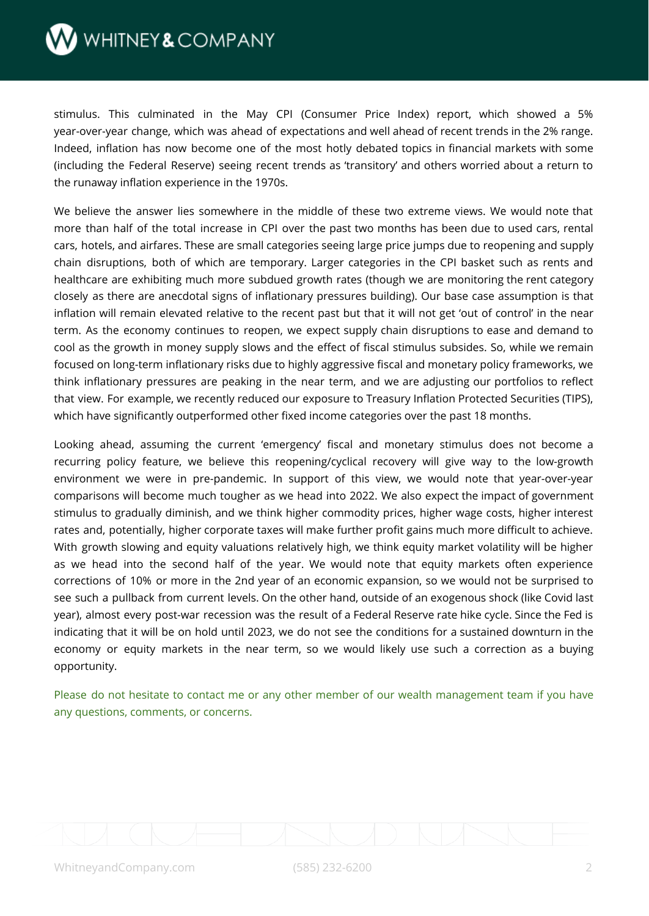stimulus. This culminated in the May CPI (Consumer Price Index) report, which showed a 5% year-over-year change, which was ahead of expectations and well ahead of recent trends in the 2% range. Indeed, inflation has now become one of the most hotly debated topics in financial markets with some (including the Federal Reserve) seeing recent trends as 'transitory' and others worried about a return to the runaway inflation experience in the 1970s.

We believe the answer lies somewhere in the middle of these two extreme views. We would note that more than half of the total increase in CPI over the past two months has been due to used cars, rental cars, hotels, and airfares. These are small categories seeing large price jumps due to reopening and supply chain disruptions, both of which are temporary. Larger categories in the CPI basket such as rents and healthcare are exhibiting much more subdued growth rates (though we are monitoring the rent category closely as there are anecdotal signs of inflationary pressures building). Our base case assumption is that inflation will remain elevated relative to the recent past but that it will not get 'out of control' in the near term. As the economy continues to reopen, we expect supply chain disruptions to ease and demand to cool as the growth in money supply slows and the effect of fiscal stimulus subsides. So, while we remain focused on long-term inflationary risks due to highly aggressive fiscal and monetary policy frameworks, we think inflationary pressures are peaking in the near term, and we are adjusting our portfolios to reflect that view. For example, we recently reduced our exposure to Treasury Inflation Protected Securities (TIPS), which have significantly outperformed other fixed income categories over the past 18 months.

Looking ahead, assuming the current 'emergency' fiscal and monetary stimulus does not become a recurring policy feature, we believe this reopening/cyclical recovery will give way to the low-growth environment we were in pre-pandemic. In support of this view, we would note that year-over-year comparisons will become much tougher as we head into 2022. We also expect the impact of government stimulus to gradually diminish, and we think higher commodity prices, higher wage costs, higher interest rates and, potentially, higher corporate taxes will make further profit gains much more difficult to achieve. With growth slowing and equity valuations relatively high, we think equity market volatility will be higher as we head into the second half of the year. We would note that equity markets often experience corrections of 10% or more in the 2nd year of an economic expansion, so we would not be surprised to see such a pullback from current levels. On the other hand, outside of an exogenous shock (like Covid last year), almost every post-war recession was the result of a Federal Reserve rate hike cycle. Since the Fed is indicating that it will be on hold until 2023, we do not see the conditions for a sustained downturn in the economy or equity markets in the near term, so we would likely use such a correction as a buying opportunity.

Please do not hesitate to contact me or any other member of our wealth management team if you have any questions, comments, or concerns.